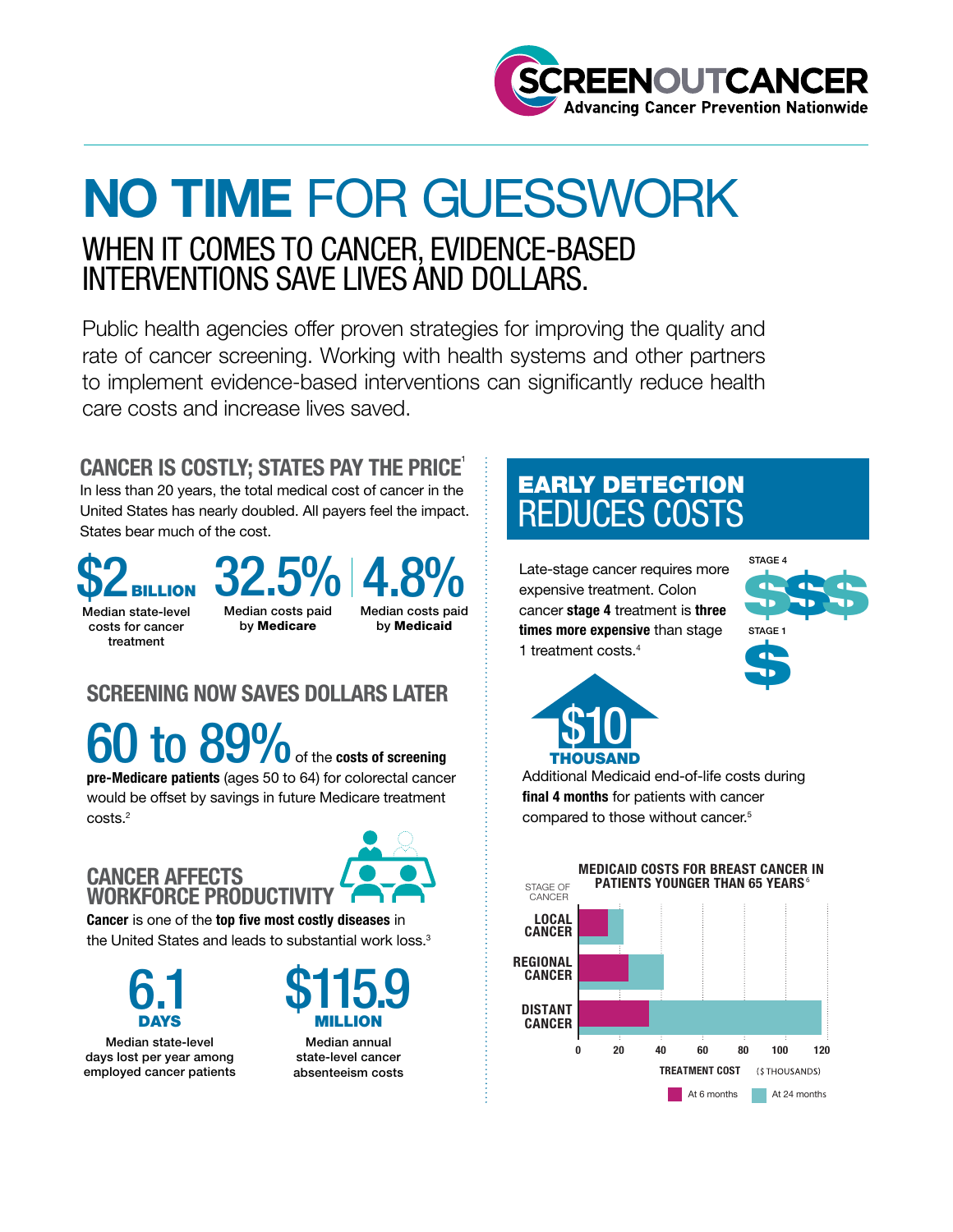SCREENOUTCANCER
Advancing Cancer Prevention Nationwide

# NO TIME FOR GUESSWORK

## WHEN IT COMES TO CANCER, EVIDENCE-BASED INTERVENTIONS SAVE LIVES AND DOLLARS.

Public health agencies offer proven strategies for improving the quality and rate of cancer screening. Working with health systems and other partners to implement evidence-based interventions can significantly reduce health care costs and increase lives saved.

### CANCER IS COSTLY; STATES PAY THE PRICE[1]

In less than 20 years, the total medical cost of cancer in the United States has nearly doubled. All payers feel the impact. States bear much of the cost.

**$2 BILLION**
Median state-level costs for cancer treatment

**32.5%**
Median costs paid by **Medicare**

**4.8%**
Median costs paid by **Medicaid**

### SCREENING NOW SAVES DOLLARS LATER

**60 to 89%** of the **costs of screening pre-Medicare patients** (ages 50 to 64) for colorectal cancer would be offset by savings in future Medicare treatment costs.[2]

### CANCER AFFECTS WORKFORCE PRODUCTIVITY

**Cancer** is one of the **top five most costly diseases** in the United States and leads to substantial work loss.[3]

**6.1 DAYS**
Median state-level days lost per year among employed cancer patients

**$115.9 MILLION**
Median annual state-level cancer absenteeism costs

### EARLY DETECTION REDUCES COSTS

Late-stage cancer requires more expensive treatment. Colon cancer **stage 4** treatment is **three times more expensive** than stage 1 treatment costs.[4]

STAGE 4: $$$
STAGE 1: $

**$10 THOUSAND**
Additional Medicaid end-of-life costs during **final 4 months** for patients with cancer compared to those without cancer.[5]

**MEDICAID COSTS FOR BREAST CANCER IN PATIENTS YOUNGER THAN 65 YEARS**[6]

| Stage of Cancer | At 6 months (treatment cost, $ thousands) | At 24 months (treatment cost, $ thousands) |
|---|---|---|
| Local Cancer | ~14 | ~22 |
| Regional Cancer | ~24 | ~41 |
| Distant Cancer | ~34 | ~118 |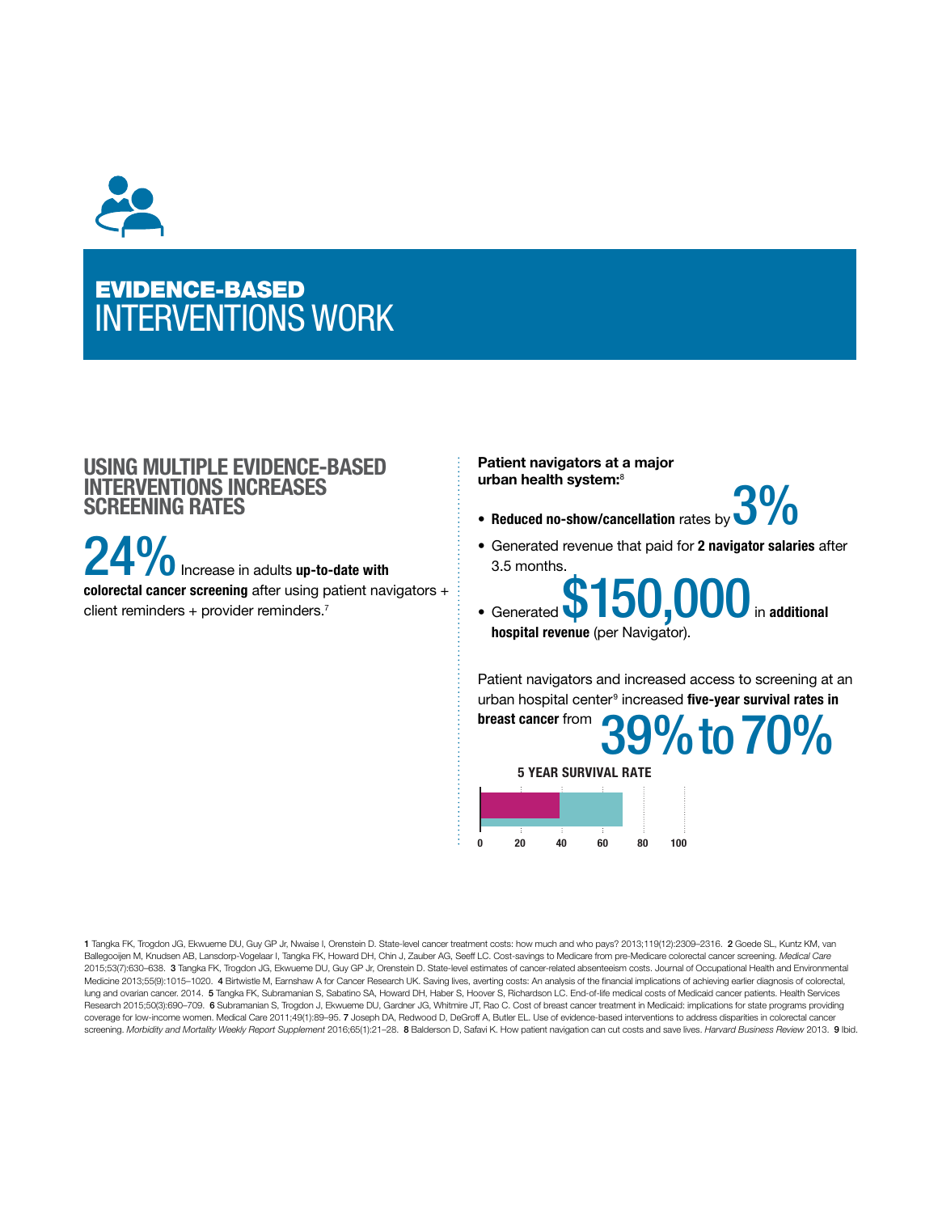# EVIDENCE-BASED INTERVENTIONS WORK

## USING MULTIPLE EVIDENCE-BASED INTERVENTIONS INCREASES SCREENING RATES

**24%** Increase in adults **up-to-date with colorectal cancer screening** after using patient navigators + client reminders + provider reminders.[7]

**Patient navigators at a major urban health system:**[8]

- **Reduced no-show/cancellation** rates by **3%**
- Generated revenue that paid for **2 navigator salaries** after 3.5 months.
- Generated **$150,000** in **additional hospital revenue** (per Navigator).

Patient navigators and increased access to screening at an urban hospital center[9] increased **five-year survival rates in breast cancer** from **39% to 70%**

5 YEAR SURVIVAL RATE

0
20
40
60
80
100

**1** Tangka FK, Trogdon JG, Ekwueme DU, Guy GP Jr, Nwaise I, Orenstein D. State-level cancer treatment costs: how much and who pays? 2013;119(12):2309–2316. **2** Goede SL, Kuntz KM, van Ballegooijen M, Knudsen AB, Lansdorp-Vogelaar I, Tangka FK, Howard DH, Chin J, Zauber AG, Seeff LC. Cost-savings to Medicare from pre-Medicare colorectal cancer screening. *Medical Care* 2015;53(7):630–638. **3** Tangka FK, Trogdon JG, Ekwueme DU, Guy GP Jr, Orenstein D. State-level estimates of cancer-related absenteeism costs. Journal of Occupational Health and Environmental Medicine 2013;55(9):1015–1020. **4** Birtwistle M, Earnshaw A for Cancer Research UK. Saving lives, averting costs: An analysis of the financial implications of achieving earlier diagnosis of colorectal, lung and ovarian cancer. 2014. **5** Tangka FK, Subramanian S, Sabatino SA, Howard DH, Haber S, Hoover S, Richardson LC. End-of-life medical costs of Medicaid cancer patients. Health Services Research 2015;50(3):690–709. **6** Subramanian S, Trogdon J, Ekwueme DU, Gardner JG, Whitmire JT, Rao C. Cost of breast cancer treatment in Medicaid: implications for state programs providing coverage for low-income women. Medical Care 2011;49(1):89–95. **7** Joseph DA, Redwood D, DeGroff A, Butler EL. Use of evidence-based interventions to address disparities in colorectal cancer screening. *Morbidity and Mortality Weekly Report Supplement* 2016;65(1):21–28. **8** Balderson D, Safavi K. How patient navigation can cut costs and save lives. *Harvard Business Review* 2013. **9** Ibid.